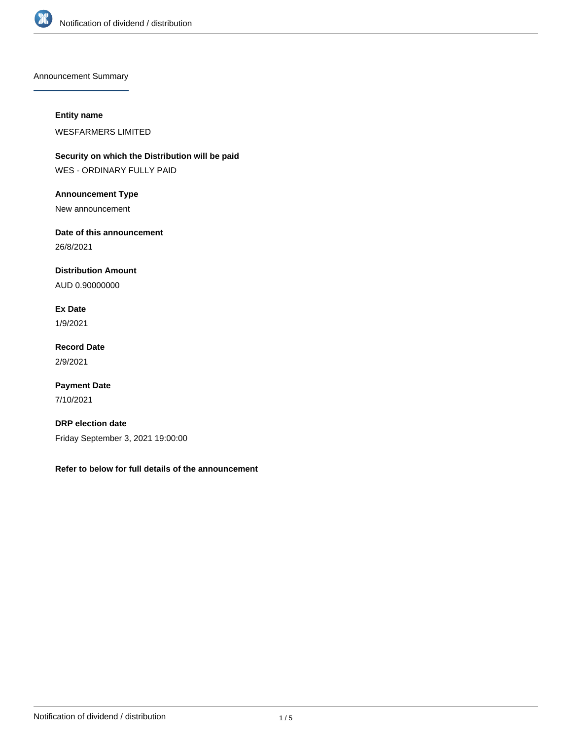# Notification of dividend / distribution

## Announcement Summary

**Entity name**

WESFARMERS LIMITED

**Security on which the Distribution will be paid**

WES - ORDINARY FULLY PAID

**Announcement Type**

New announcement

**Date of this announcement**

26/8/2021

**Distribution Amount**

AUD 0.90000000

**Ex Date**

1/9/2021

**Record Date**

2/9/2021

**Payment Date**

7/10/2021

**DRP election date**

Friday September 3, 2021 19:00:00

**Refer to below for full details of the announcement**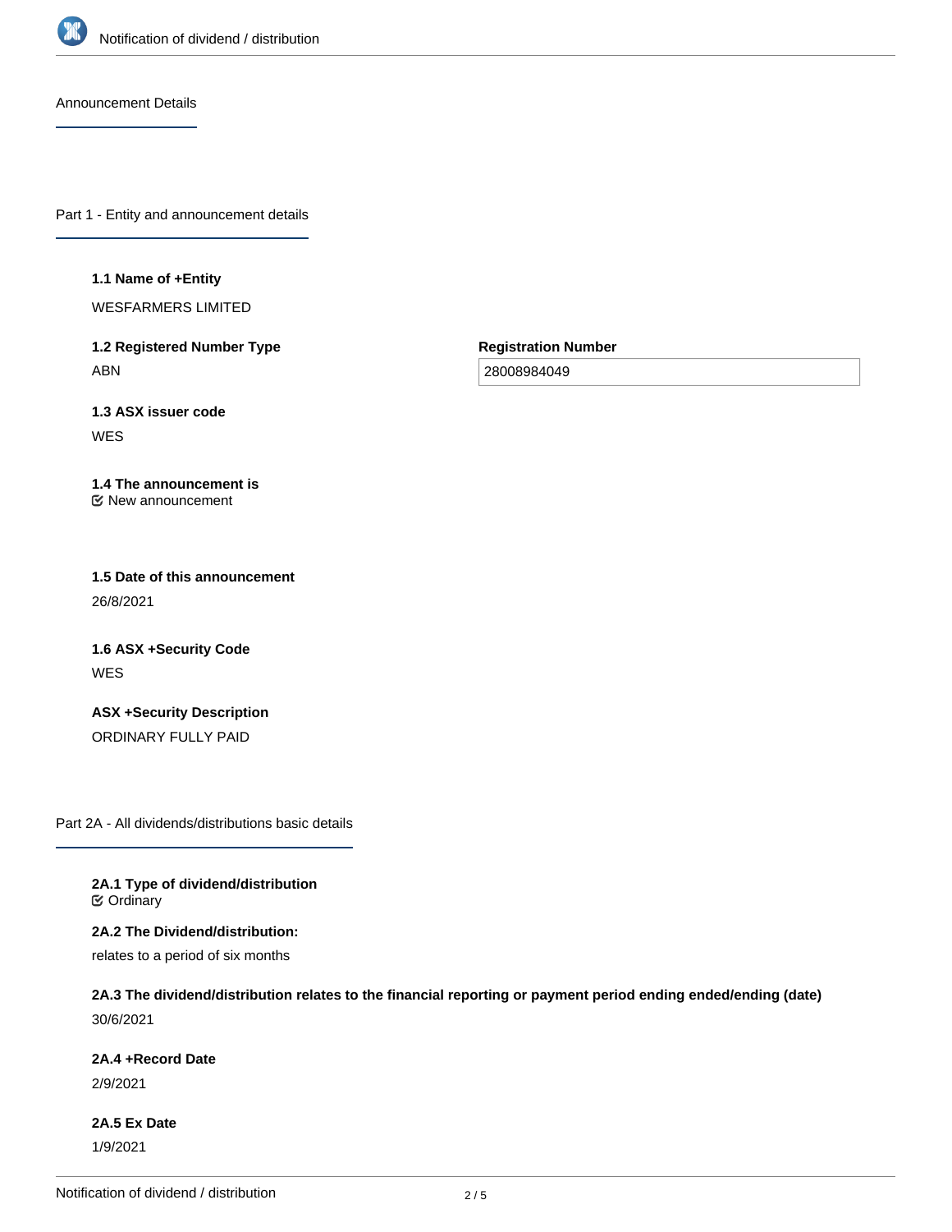Announcement Details

## Part 1 - Entity and announcement details

**1.1 Name of +Entity**

WESFARMERS LIMITED

**1.2 Registered Number Type**

ABN

**Registration Number**

28008984049

**1.3 ASX issuer code**

WES

**1.4 The announcement is**

New announcement

**1.5 Date of this announcement**

26/8/2021

**1.6 ASX +Security Code**

WES

**ASX +Security Description**

ORDINARY FULLY PAID

## Part 2A - All dividends/distributions basic details

**2A.1 Type of dividend/distribution**

Ordinary

**2A.2 The Dividend/distribution:**

relates to a period of six months

**2A.3 The dividend/distribution relates to the financial reporting or payment period ending ended/ending (date)**

30/6/2021

**2A.4 +Record Date**

2/9/2021

**2A.5 Ex Date**

1/9/2021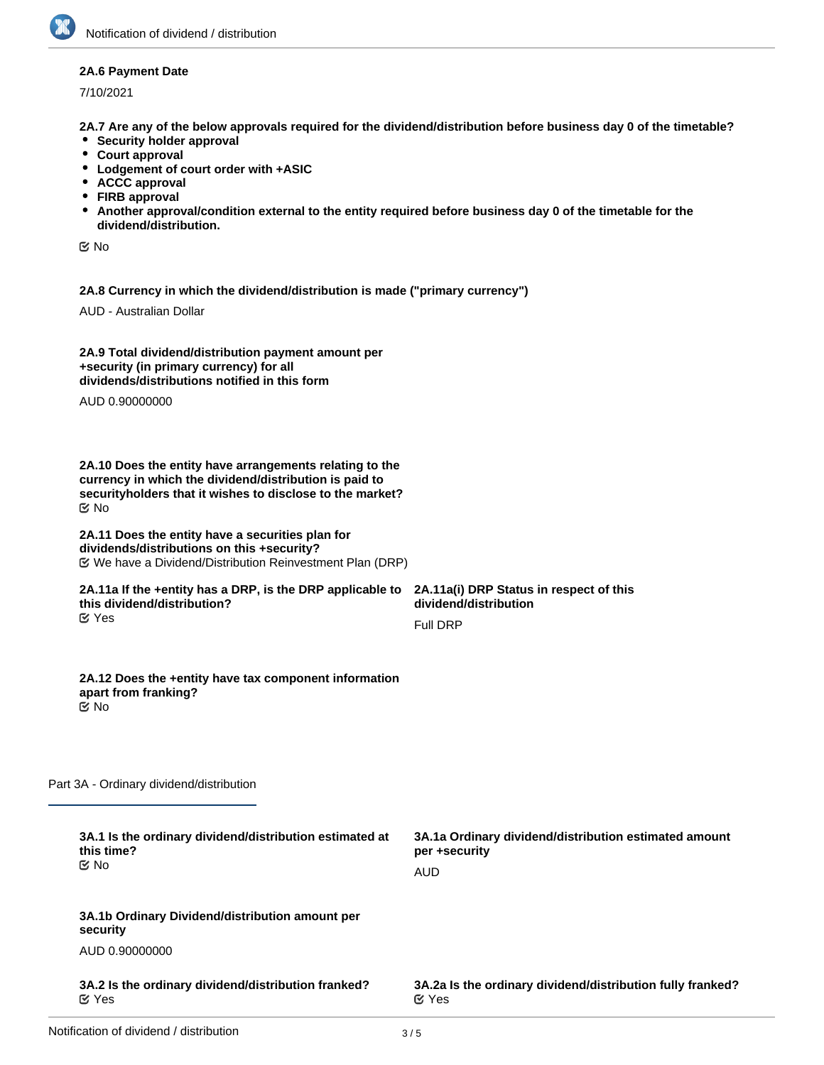**2A.6 Payment Date**

7/10/2021

**2A.7 Are any of the below approvals required for the dividend/distribution before business day 0 of the timetable?**

- **Security holder approval**
- **Court approval**
- **Lodgement of court order with +ASIC**
- **ACCC approval**
- **FIRB approval**
- **Another approval/condition external to the entity required before business day 0 of the timetable for the dividend/distribution.**

☑ No

**2A.8 Currency in which the dividend/distribution is made ("primary currency")**

AUD - Australian Dollar

**2A.9 Total dividend/distribution payment amount per +security (in primary currency) for all dividends/distributions notified in this form**

AUD 0.90000000

**2A.10 Does the entity have arrangements relating to the currency in which the dividend/distribution is paid to securityholders that it wishes to disclose to the market?**

☑ No

**2A.11 Does the entity have a securities plan for dividends/distributions on this +security?**

☑ We have a Dividend/Distribution Reinvestment Plan (DRP)

**2A.11a If the +entity has a DRP, is the DRP applicable to this dividend/distribution?**

☑ Yes

**2A.11a(i) DRP Status in respect of this dividend/distribution**

Full DRP

**2A.12 Does the +entity have tax component information apart from franking?**

☑ No

## Part 3A - Ordinary dividend/distribution

**3A.1 Is the ordinary dividend/distribution estimated at this time?**

☑ No

**3A.1a Ordinary dividend/distribution estimated amount per +security**

AUD

**3A.1b Ordinary Dividend/distribution amount per security**

AUD 0.90000000

**3A.2 Is the ordinary dividend/distribution franked?**

☑ Yes

**3A.2a Is the ordinary dividend/distribution fully franked?**

☑ Yes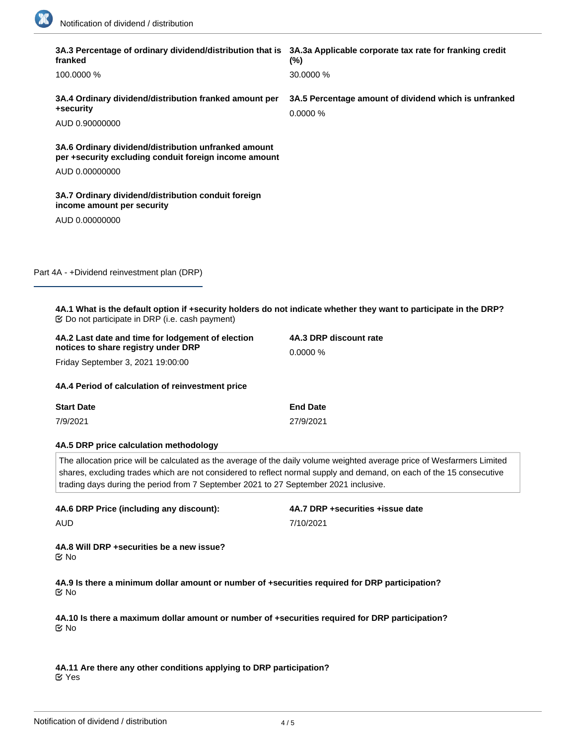**3A.3 Percentage of ordinary dividend/distribution that is franked**

100.0000 %

**3A.3a Applicable corporate tax rate for franking credit (%)**

30.0000 %

**3A.4 Ordinary dividend/distribution franked amount per +security**

AUD 0.90000000

**3A.5 Percentage amount of dividend which is unfranked**

0.0000 %

**3A.6 Ordinary dividend/distribution unfranked amount per +security excluding conduit foreign income amount**

AUD 0.00000000

**3A.7 Ordinary dividend/distribution conduit foreign income amount per security**

AUD 0.00000000

## Part 4A - +Dividend reinvestment plan (DRP)

**4A.1 What is the default option if +security holders do not indicate whether they want to participate in the DRP?**

☑ Do not participate in DRP (i.e. cash payment)

**4A.2 Last date and time for lodgement of election notices to share registry under DRP**

Friday September 3, 2021 19:00:00

**4A.3 DRP discount rate**

0.0000 %

**4A.4 Period of calculation of reinvestment price**

| Start Date | End Date |
|---|---|
| 7/9/2021 | 27/9/2021 |

**4A.5 DRP price calculation methodology**

The allocation price will be calculated as the average of the daily volume weighted average price of Wesfarmers Limited shares, excluding trades which are not considered to reflect normal supply and demand, on each of the 15 consecutive trading days during the period from 7 September 2021 to 27 September 2021 inclusive.

**4A.6 DRP Price (including any discount):**

AUD

**4A.7 DRP +securities +issue date**

7/10/2021

**4A.8 Will DRP +securities be a new issue?**

☑ No

**4A.9 Is there a minimum dollar amount or number of +securities required for DRP participation?**

☑ No

**4A.10 Is there a maximum dollar amount or number of +securities required for DRP participation?**

☑ No

**4A.11 Are there any other conditions applying to DRP participation?**

☑ Yes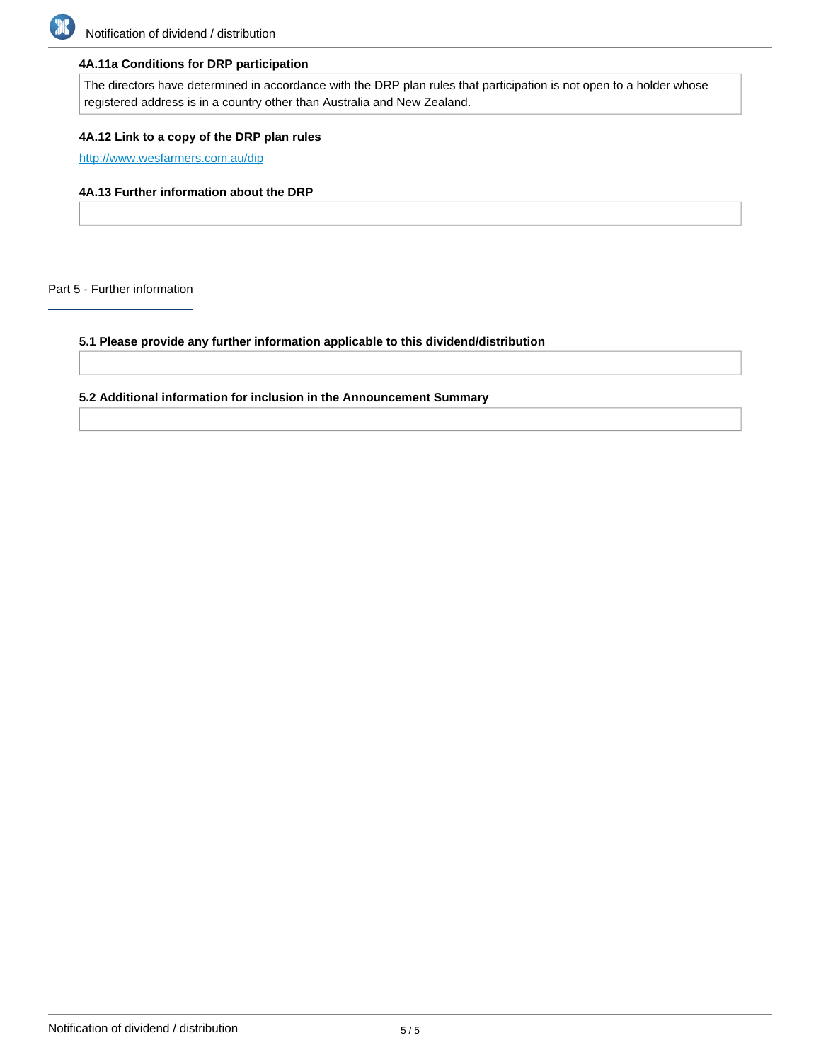**4A.11a Conditions for DRP participation**

The directors have determined in accordance with the DRP plan rules that participation is not open to a holder whose registered address is in a country other than Australia and New Zealand.

**4A.12 Link to a copy of the DRP plan rules**

http://www.wesfarmers.com.au/dip

**4A.13 Further information about the DRP**

## Part 5 - Further information

**5.1 Please provide any further information applicable to this dividend/distribution**

**5.2 Additional information for inclusion in the Announcement Summary**